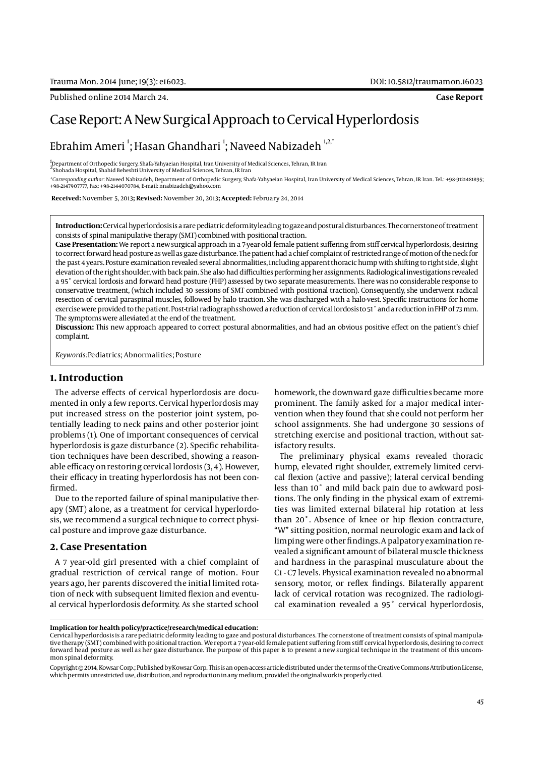Published online 2014 March 24.

**Case Report**

# Case Report: A New Surgical Approach to Cervical Hyperlordosis

Ebrahim Ameri [1]; Hasan Ghandhari [1]; Naveed Nabizadeh [1,2,*]

[1] Department of Orthopedic Surgery, Shafa-Yahyaeian Hospital, Iran University of Medical Sciences, Tehran, IR Iran
[2] Shohada Hospital, Shahid Beheshti University of Medical Sciences, Tehran, IR Iran

*Corresponding author: Naveed Nabizadeh, Department of Orthopedic Surgery, Shafa-Yahyaeian Hospital, Iran University of Medical Sciences, Tehran, IR Iran. Tel.: +98-9121481895; +98-2147907777, Fax: +98-2144070784, E-mail: nnabizadeh@yahoo.com

**Received:** November 5, 2013; **Revised:** November 20, 2013; **Accepted:** February 24, 2014

**Introduction:** Cervical hyperlordosis is a rare pediatric deformity leading to gaze and postural disturbances. The cornerstone of treatment consists of spinal manipulative therapy (SMT) combined with positional traction.

**Case Presentation:** We report a new surgical approach in a 7-year-old female patient suffering from stiff cervical hyperlordosis, desiring to correct forward head posture as well as gaze disturbance. The patient had a chief complaint of restricted range of motion of the neck for the past 4 years. Posture examination revealed several abnormalities, including apparent thoracic hump with shifting to right side, slight elevation of the right shoulder, with back pain. She also had difficulties performing her assignments. Radiological investigations revealed a 95° cervical lordosis and forward head posture (FHP) assessed by two separate measurements. There was no considerable response to conservative treatment, (which included 30 sessions of SMT combined with positional traction). Consequently, she underwent radical resection of cervical paraspinal muscles, followed by halo traction. She was discharged with a halo-vest. Specific instructions for home exercise were provided to the patient. Post-trial radiographs showed a reduction of cervical lordosis to 51° and a reduction in FHP of 73 mm. The symptoms were alleviated at the end of the treatment.

**Discussion:** This new approach appeared to correct postural abnormalities, and had an obvious positive effect on the patient's chief complaint.

*Keywords:* Pediatrics; Abnormalities; Posture

## 1. Introduction

The adverse effects of cervical hyperlordosis are documented in only a few reports. Cervical hyperlordosis may put increased stress on the posterior joint system, potentially leading to neck pains and other posterior joint problems (1). One of important consequences of cervical hyperlordosis is gaze disturbance (2). Specific rehabilitation techniques have been described, showing a reasonable efficacy on restoring cervical lordosis (3, 4). However, their efficacy in treating hyperlordosis has not been confirmed.

Due to the reported failure of spinal manipulative therapy (SMT) alone, as a treatment for cervical hyperlordosis, we recommend a surgical technique to correct physical posture and improve gaze disturbance.

## 2. Case Presentation

A 7 year-old girl presented with a chief complaint of gradual restriction of cervical range of motion. Four years ago, her parents discovered the initial limited rotation of neck with subsequent limited flexion and eventual cervical hyperlordosis deformity. As she started school homework, the downward gaze difficulties became more prominent. The family asked for a major medical intervention when they found that she could not perform her school assignments. She had undergone 30 sessions of stretching exercise and positional traction, without satisfactory results.

The preliminary physical exams revealed thoracic hump, elevated right shoulder, extremely limited cervical flexion (active and passive); lateral cervical bending less than 10° and mild back pain due to awkward positions. The only finding in the physical exam of extremities was limited external bilateral hip rotation at less than 20°. Absence of knee or hip flexion contracture, "W" sitting position, normal neurologic exam and lack of limping were other findings. A palpatory examination revealed a significant amount of bilateral muscle thickness and hardness in the paraspinal musculature about the C1 - C7 levels. Physical examination revealed no abnormal sensory, motor, or reflex findings. Bilaterally apparent lack of cervical rotation was recognized. The radiological examination revealed a 95° cervical hyperlordosis,

**Implication for health policy/practice/research/medical education:**
Cervical hyperlordosis is a rare pediatric deformity leading to gaze and postural disturbances. The cornerstone of treatment consists of spinal manipulative therapy (SMT) combined with positional traction. We report a 7 year-old female patient suffering from stiff cervical hyperlordosis, desiring to correct forward head posture as well as her gaze disturbance. The purpose of this paper is to present a new surgical technique in the treatment of this uncommon spinal deformity.

Copyright © 2014, Kowsar Corp.; Published by Kowsar Corp. This is an open-access article distributed under the terms of the Creative Commons Attribution License, which permits unrestricted use, distribution, and reproduction in any medium, provided the original work is properly cited.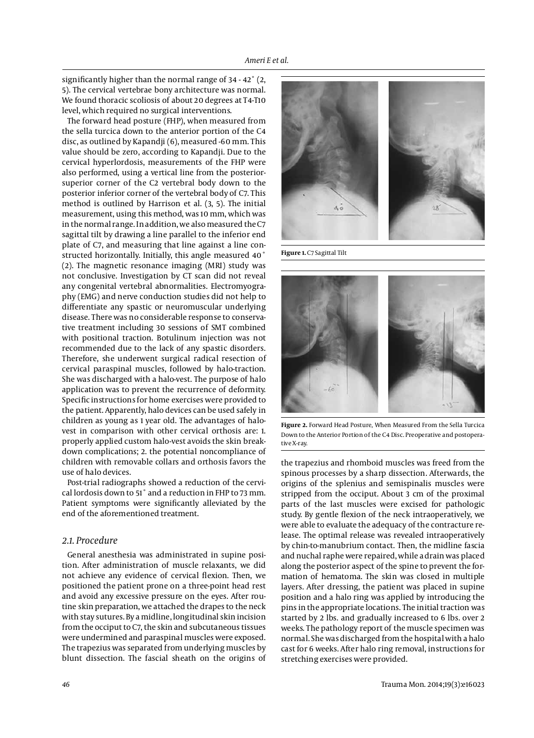significantly higher than the normal range of 34 - 42° (2, 5). The cervical vertebrae bony architecture was normal. We found thoracic scoliosis of about 20 degrees at T4-T10 level, which required no surgical interventions.

The forward head posture (FHP), when measured from the sella turcica down to the anterior portion of the C4 disc, as outlined by Kapandji (6), measured -60 mm. This value should be zero, according to Kapandji. Due to the cervical hyperlordosis, measurements of the FHP were also performed, using a vertical line from the posterior-superior corner of the C2 vertebral body down to the posterior inferior corner of the vertebral body of C7. This method is outlined by Harrison et al. (3, 5). The initial measurement, using this method, was 10 mm, which was in the normal range. In addition, we also measured the C7 sagittal tilt by drawing a line parallel to the inferior end plate of C7, and measuring that line against a line constructed horizontally. Initially, this angle measured 40° (2). The magnetic resonance imaging (MRI) study was not conclusive. Investigation by CT scan did not reveal any congenital vertebral abnormalities. Electromyography (EMG) and nerve conduction studies did not help to differentiate any spastic or neuromuscular underlying disease. There was no considerable response to conservative treatment including 30 sessions of SMT combined with positional traction. Botulinum injection was not recommended due to the lack of any spastic disorders. Therefore, she underwent surgical radical resection of cervical paraspinal muscles, followed by halo-traction. She was discharged with a halo-vest. The purpose of halo application was to prevent the recurrence of deformity. Specific instructions for home exercises were provided to the patient. Apparently, halo devices can be used safely in children as young as 1 year old. The advantages of halo-vest in comparison with other cervical orthosis are: 1. properly applied custom halo-vest avoids the skin breakdown complications; 2. the potential noncompliance of children with removable collars and orthosis favors the use of halo devices.

Post-trial radiographs showed a reduction of the cervical lordosis down to 51° and a reduction in FHP to 73 mm. Patient symptoms were significantly alleviated by the end of the aforementioned treatment.

Figure 1. C7 Sagittal Tilt

Figure 2. Forward Head Posture, When Measured From the Sella Turcica Down to the Anterior Portion of the C4 Disc. Preoperative and postoperative X-ray.

## 2.1. Procedure

General anesthesia was administrated in supine position. After administration of muscle relaxants, we did not achieve any evidence of cervical flexion. Then, we positioned the patient prone on a three-point head rest and avoid any excessive pressure on the eyes. After routine skin preparation, we attached the drapes to the neck with stay sutures. By a midline, longitudinal skin incision from the occiput to C7, the skin and subcutaneous tissues were undermined and paraspinal muscles were exposed. The trapezius was separated from underlying muscles by blunt dissection. The fascial sheath on the origins of the trapezius and rhomboid muscles was freed from the spinous processes by a sharp dissection. Afterwards, the origins of the splenius and semispinalis muscles were stripped from the occiput. About 3 cm of the proximal parts of the last muscles were excised for pathologic study. By gentle flexion of the neck intraoperatively, we were able to evaluate the adequacy of the contracture release. The optimal release was revealed intraoperatively by chin-to-manubrium contact. Then, the midline fascia and nuchal raphe were repaired, while a drain was placed along the posterior aspect of the spine to prevent the formation of hematoma. The skin was closed in multiple layers. After dressing, the patient was placed in supine position and a halo ring was applied by introducing the pins in the appropriate locations. The initial traction was started by 2 lbs. and gradually increased to 6 lbs. over 2 weeks. The pathology report of the muscle specimen was normal. She was discharged from the hospital with a halo cast for 6 weeks. After halo ring removal, instructions for stretching exercises were provided.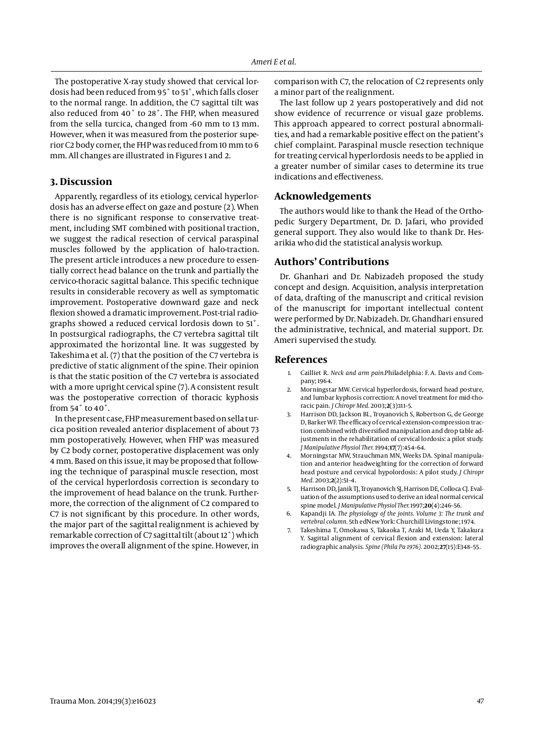The postoperative X-ray study showed that cervical lordosis had been reduced from 95˚ to 51˚, which falls closer to the normal range. In addition, the C7 sagittal tilt was also reduced from 40˚ to 28˚. The FHP, when measured from the sella turcica, changed from -60 mm to 13 mm. However, when it was measured from the posterior superior C2 body corner, the FHP was reduced from 10 mm to 6 mm. All changes are illustrated in Figures 1 and 2.

## 3. Discussion

Apparently, regardless of its etiology, cervical hyperlordosis has an adverse effect on gaze and posture (2). When there is no significant response to conservative treatment, including SMT combined with positional traction, we suggest the radical resection of cervical paraspinal muscles followed by the application of halo-traction. The present article introduces a new procedure to essentially correct head balance on the trunk and partially the cervico-thoracic sagittal balance. This specific technique results in considerable recovery as well as symptomatic improvement. Postoperative downward gaze and neck flexion showed a dramatic improvement. Post-trial radiographs showed a reduced cervical lordosis down to 51˚. In postsurgical radiographs, the C7 vertebra sagittal tilt approximated the horizontal line. It was suggested by Takeshima et al. (7) that the position of the C7 vertebra is predictive of static alignment of the spine. Their opinion is that the static position of the C7 vertebra is associated with a more upright cervical spine (7). A consistent result was the postoperative correction of thoracic kyphosis from 54˚ to 40˚.

In the present case, FHP measurement based on sella turcica position revealed anterior displacement of about 73 mm postoperatively. However, when FHP was measured by C2 body corner, postoperative displacement was only 4 mm. Based on this issue, it may be proposed that following the technique of paraspinal muscle resection, most of the cervical hyperlordosis correction is secondary to the improvement of head balance on the trunk. Furthermore, the correction of the alignment of C2 compared to C7 is not significant by this procedure. In other words, the major part of the sagittal realignment is achieved by remarkable correction of C7 sagittal tilt (about 12˚) which improves the overall alignment of the spine. However, in comparison with C7, the relocation of C2 represents only a minor part of the realignment.

The last follow up 2 years postoperatively and did not show evidence of recurrence or visual gaze problems. This approach appeared to correct postural abnormalities, and had a remarkable positive effect on the patient's chief complaint. Paraspinal muscle resection technique for treating cervical hyperlordosis needs to be applied in a greater number of similar cases to determine its true indications and effectiveness.

## Acknowledgements

The authors would like to thank the Head of the Orthopedic Surgery Department, Dr. D. Jafari, who provided general support. They also would like to thank Dr. Hesarikia who did the statistical analysis workup.

## Authors' Contributions

Dr. Ghanhari and Dr. Nabizadeh proposed the study concept and design. Acquisition, analysis interpretation of data, drafting of the manuscript and critical revision of the manuscript for important intellectual content were performed by Dr. Nabizadeh. Dr. Ghandhari ensured the administrative, technical, and material support. Dr. Ameri supervised the study.

## References

1. Cailliet R. *Neck and arm pain*.Philadelphia: F. A. Davis and Company; 1964.
2. Morningstar MW. Cervical hyperlordosis, forward head posture, and lumbar kyphosis correction: A novel treatment for mid-thoracic pain. *J Chiropr Med*. 2003;**2**(3):111–5.
3. Harrison DD, Jackson BL, Troyanovich S, Robertson G, de George D, Barker WF. The efficacy of cervical extension-compression traction combined with diversified manipulation and drop table adjustments in the rehabilitation of cervical lordosis: a pilot study. *J Manipulative Physiol Ther*. 1994;**17**(7):454–64.
4. Morningstar MW, Strauchman MN, Weeks DA. Spinal manipulation and anterior headweighting for the correction of forward head posture and cervical hypolordosis: A pilot study. *J Chiropr Med*. 2003;**2**(2):51–4.
5. Harrison DD, Janik TJ, Troyanovich SJ, Harrison DE, Colloca CJ. Evaluation of the assumptions used to derive an ideal normal cervical spine model. *J Manipulative Physiol Ther*. 1997;**20**(4):246–56.
6. Kapandji IA. *The physiology of the joints. Volume 3: The trunk and vertebral column*. 5th edNew York: Churchill Livingstone; 1974.
7. Takeshima T, Omokawa S, Takaoka T, Araki M, Ueda Y, Takakura Y. Sagittal alignment of cervical flexion and extension: lateral radiographic analysis. *Spine (Phila Pa 1976)*. 2002;**27**(15):E348–55.